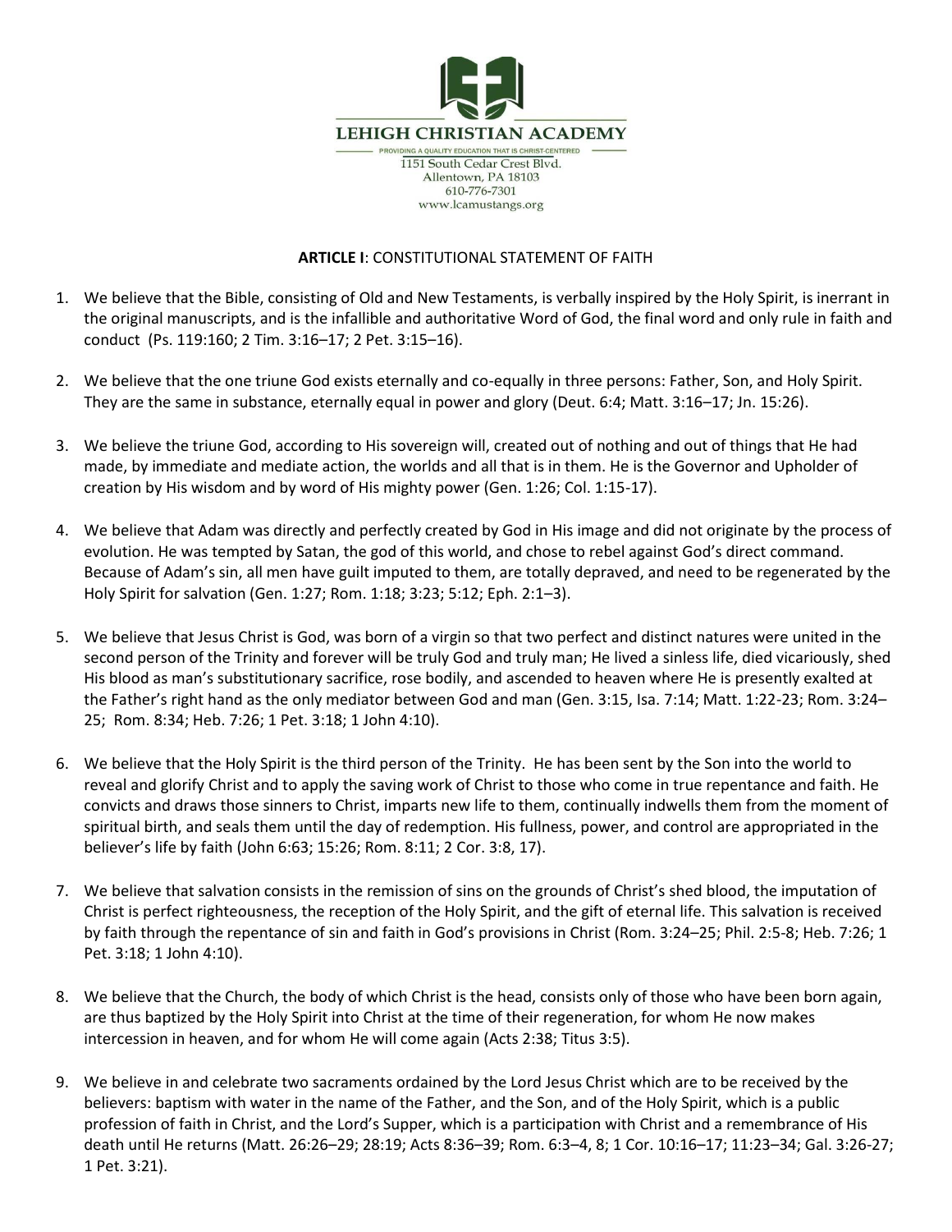LEHIGH CHRISTIAN ACADEMY

PROVIDING A QUALITY EDUCATION THAT IS CHRIST-CENTERED

1151 South Cedar Crest Blvd.
Allentown, PA 18103
610-776-7301
www.lcamustangs.org

**ARTICLE I**: CONSTITUTIONAL STATEMENT OF FAITH

1. We believe that the Bible, consisting of Old and New Testaments, is verbally inspired by the Holy Spirit, is inerrant in the original manuscripts, and is the infallible and authoritative Word of God, the final word and only rule in faith and conduct (Ps. 119:160; 2 Tim. 3:16–17; 2 Pet. 3:15–16).

2. We believe that the one triune God exists eternally and co-equally in three persons: Father, Son, and Holy Spirit. They are the same in substance, eternally equal in power and glory (Deut. 6:4; Matt. 3:16–17; Jn. 15:26).

3. We believe the triune God, according to His sovereign will, created out of nothing and out of things that He had made, by immediate and mediate action, the worlds and all that is in them. He is the Governor and Upholder of creation by His wisdom and by word of His mighty power (Gen. 1:26; Col. 1:15-17).

4. We believe that Adam was directly and perfectly created by God in His image and did not originate by the process of evolution. He was tempted by Satan, the god of this world, and chose to rebel against God's direct command. Because of Adam's sin, all men have guilt imputed to them, are totally depraved, and need to be regenerated by the Holy Spirit for salvation (Gen. 1:27; Rom. 1:18; 3:23; 5:12; Eph. 2:1–3).

5. We believe that Jesus Christ is God, was born of a virgin so that two perfect and distinct natures were united in the second person of the Trinity and forever will be truly God and truly man; He lived a sinless life, died vicariously, shed His blood as man's substitutionary sacrifice, rose bodily, and ascended to heaven where He is presently exalted at the Father's right hand as the only mediator between God and man (Gen. 3:15, Isa. 7:14; Matt. 1:22-23; Rom. 3:24–25; Rom. 8:34; Heb. 7:26; 1 Pet. 3:18; 1 John 4:10).

6. We believe that the Holy Spirit is the third person of the Trinity. He has been sent by the Son into the world to reveal and glorify Christ and to apply the saving work of Christ to those who come in true repentance and faith. He convicts and draws those sinners to Christ, imparts new life to them, continually indwells them from the moment of spiritual birth, and seals them until the day of redemption. His fullness, power, and control are appropriated in the believer's life by faith (John 6:63; 15:26; Rom. 8:11; 2 Cor. 3:8, 17).

7. We believe that salvation consists in the remission of sins on the grounds of Christ's shed blood, the imputation of Christ is perfect righteousness, the reception of the Holy Spirit, and the gift of eternal life. This salvation is received by faith through the repentance of sin and faith in God's provisions in Christ (Rom. 3:24–25; Phil. 2:5-8; Heb. 7:26; 1 Pet. 3:18; 1 John 4:10).

8. We believe that the Church, the body of which Christ is the head, consists only of those who have been born again, are thus baptized by the Holy Spirit into Christ at the time of their regeneration, for whom He now makes intercession in heaven, and for whom He will come again (Acts 2:38; Titus 3:5).

9. We believe in and celebrate two sacraments ordained by the Lord Jesus Christ which are to be received by the believers: baptism with water in the name of the Father, and the Son, and of the Holy Spirit, which is a public profession of faith in Christ, and the Lord's Supper, which is a participation with Christ and a remembrance of His death until He returns (Matt. 26:26–29; 28:19; Acts 8:36–39; Rom. 6:3–4, 8; 1 Cor. 10:16–17; 11:23–34; Gal. 3:26-27; 1 Pet. 3:21).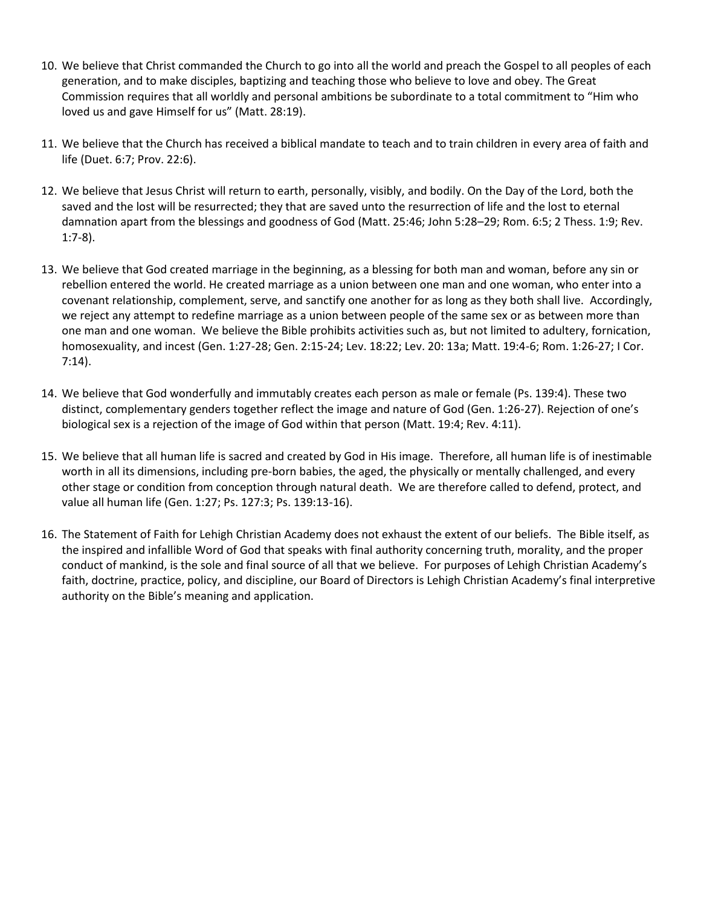10. We believe that Christ commanded the Church to go into all the world and preach the Gospel to all peoples of each generation, and to make disciples, baptizing and teaching those who believe to love and obey. The Great Commission requires that all worldly and personal ambitions be subordinate to a total commitment to "Him who loved us and gave Himself for us" (Matt. 28:19).

11. We believe that the Church has received a biblical mandate to teach and to train children in every area of faith and life (Duet. 6:7; Prov. 22:6).

12. We believe that Jesus Christ will return to earth, personally, visibly, and bodily. On the Day of the Lord, both the saved and the lost will be resurrected; they that are saved unto the resurrection of life and the lost to eternal damnation apart from the blessings and goodness of God (Matt. 25:46; John 5:28–29; Rom. 6:5; 2 Thess. 1:9; Rev. 1:7-8).

13. We believe that God created marriage in the beginning, as a blessing for both man and woman, before any sin or rebellion entered the world. He created marriage as a union between one man and one woman, who enter into a covenant relationship, complement, serve, and sanctify one another for as long as they both shall live. Accordingly, we reject any attempt to redefine marriage as a union between people of the same sex or as between more than one man and one woman. We believe the Bible prohibits activities such as, but not limited to adultery, fornication, homosexuality, and incest (Gen. 1:27-28; Gen. 2:15-24; Lev. 18:22; Lev. 20: 13a; Matt. 19:4-6; Rom. 1:26-27; I Cor. 7:14).

14. We believe that God wonderfully and immutably creates each person as male or female (Ps. 139:4). These two distinct, complementary genders together reflect the image and nature of God (Gen. 1:26-27). Rejection of one's biological sex is a rejection of the image of God within that person (Matt. 19:4; Rev. 4:11).

15. We believe that all human life is sacred and created by God in His image. Therefore, all human life is of inestimable worth in all its dimensions, including pre-born babies, the aged, the physically or mentally challenged, and every other stage or condition from conception through natural death. We are therefore called to defend, protect, and value all human life (Gen. 1:27; Ps. 127:3; Ps. 139:13-16).

16. The Statement of Faith for Lehigh Christian Academy does not exhaust the extent of our beliefs. The Bible itself, as the inspired and infallible Word of God that speaks with final authority concerning truth, morality, and the proper conduct of mankind, is the sole and final source of all that we believe. For purposes of Lehigh Christian Academy's faith, doctrine, practice, policy, and discipline, our Board of Directors is Lehigh Christian Academy's final interpretive authority on the Bible's meaning and application.